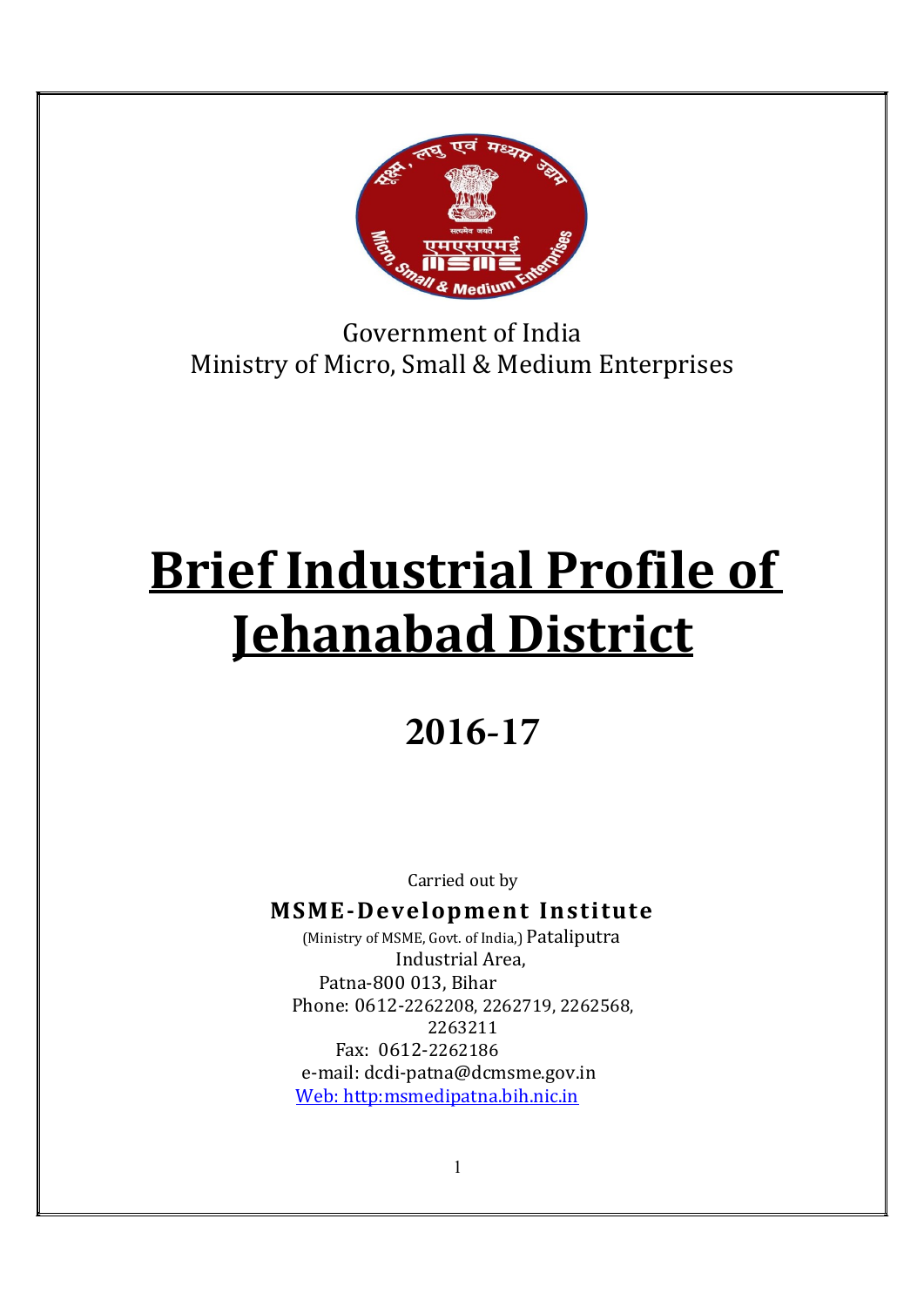Government of India
Ministry of Micro, Small & Medium Enterprises

# Brief Industrial Profile of Jehanabad District

## 2016-17

Carried out by

**MSME-Development Institute**

(Ministry of MSME, Govt. of India,) Pataliputra Industrial Area,
Patna-800 013, Bihar
Phone: 0612-2262208, 2262719, 2262568, 2263211
Fax: 0612-2262186
e-mail: dcdi-patna@dcmsme.gov.in
Web: http:msmedipatna.bih.nic.in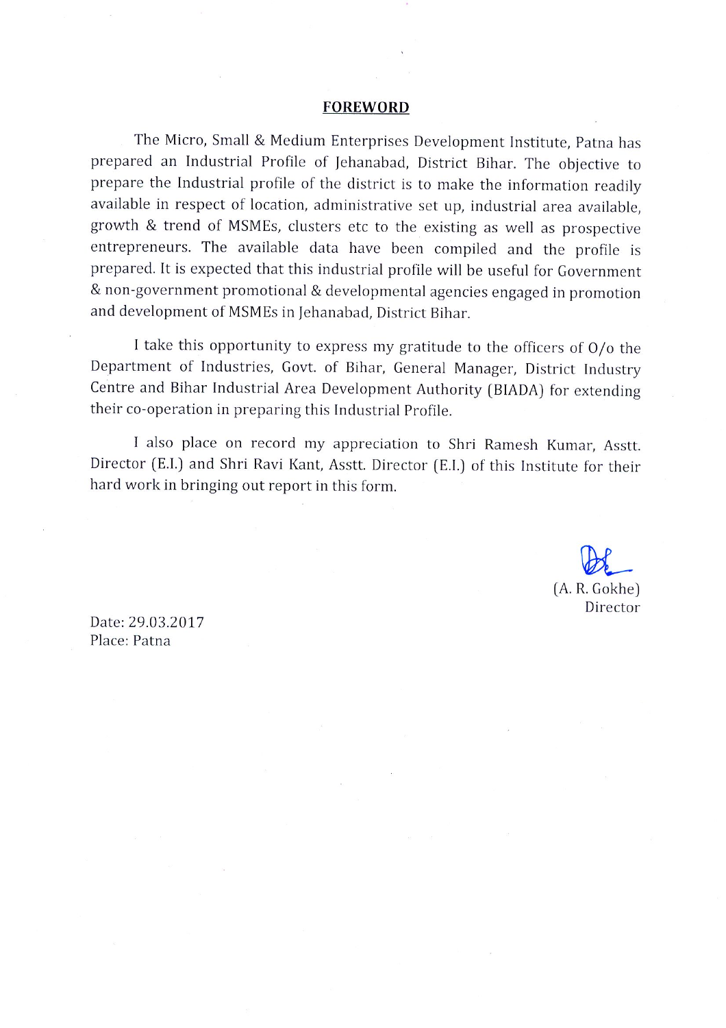## FOREWORD

The Micro, Small & Medium Enterprises Development Institute, Patna has prepared an Industrial Profile of Jehanabad, District Bihar. The objective to prepare the Industrial profile of the district is to make the information readily available in respect of location, administrative set up, industrial area available, growth & trend of MSMEs, clusters etc to the existing as well as prospective entrepreneurs. The available data have been compiled and the profile is prepared. It is expected that this industrial profile will be useful for Government & non-government promotional & developmental agencies engaged in promotion and development of MSMEs in Jehanabad, District Bihar.

I take this opportunity to express my gratitude to the officers of O/o the Department of Industries, Govt. of Bihar, General Manager, District Industry Centre and Bihar Industrial Area Development Authority (BIADA) for extending their co-operation in preparing this Industrial Profile.

I also place on record my appreciation to Shri Ramesh Kumar, Asstt. Director (E.I.) and Shri Ravi Kant, Asstt. Director (E.I.) of this Institute for their hard work in bringing out report in this form.

(A. R. Gokhe)
Director

Date: 29.03.2017
Place: Patna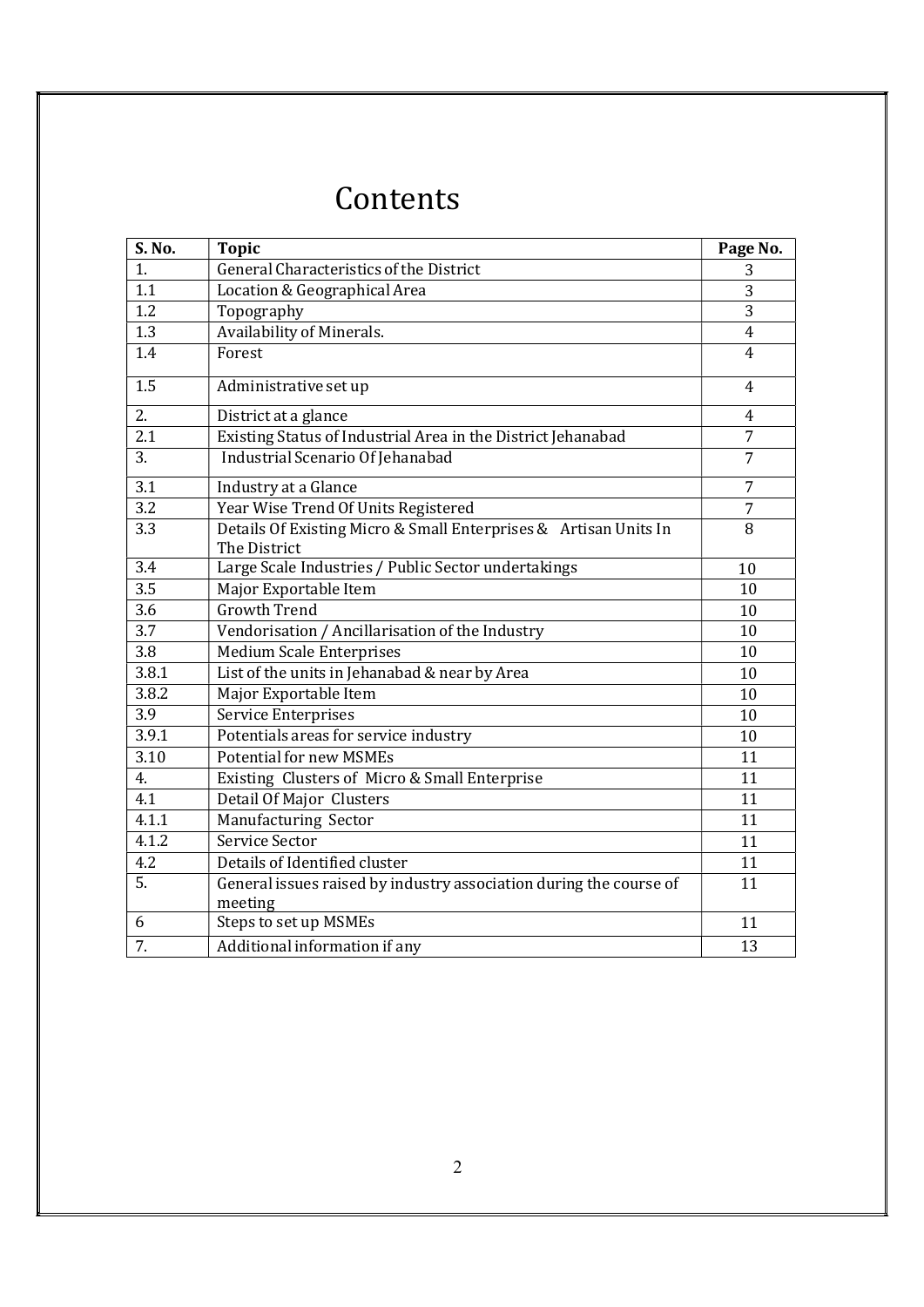# Contents

| S. No. | Topic | Page No. |
| --- | --- | --- |
| 1. | General Characteristics of the District | 3 |
| 1.1 | Location & Geographical Area | 3 |
| 1.2 | Topography | 3 |
| 1.3 | Availability of Minerals. | 4 |
| 1.4 | Forest | 4 |
| 1.5 | Administrative set up | 4 |
| 2. | District at a glance | 4 |
| 2.1 | Existing Status of Industrial Area in the District Jehanabad | 7 |
| 3. | Industrial Scenario Of Jehanabad | 7 |
| 3.1 | Industry at a Glance | 7 |
| 3.2 | Year Wise Trend Of Units Registered | 7 |
| 3.3 | Details Of Existing Micro & Small Enterprises & Artisan Units In The District | 8 |
| 3.4 | Large Scale Industries / Public Sector undertakings | 10 |
| 3.5 | Major Exportable Item | 10 |
| 3.6 | Growth Trend | 10 |
| 3.7 | Vendorisation / Ancillarisation of the Industry | 10 |
| 3.8 | Medium Scale Enterprises | 10 |
| 3.8.1 | List of the units in Jehanabad & near by Area | 10 |
| 3.8.2 | Major Exportable Item | 10 |
| 3.9 | Service Enterprises | 10 |
| 3.9.1 | Potentials areas for service industry | 10 |
| 3.10 | Potential for new MSMEs | 11 |
| 4. | Existing Clusters of Micro & Small Enterprise | 11 |
| 4.1 | Detail Of Major Clusters | 11 |
| 4.1.1 | Manufacturing Sector | 11 |
| 4.1.2 | Service Sector | 11 |
| 4.2 | Details of Identified cluster | 11 |
| 5. | General issues raised by industry association during the course of meeting | 11 |
| 6 | Steps to set up MSMEs | 11 |
| 7. | Additional information if any | 13 |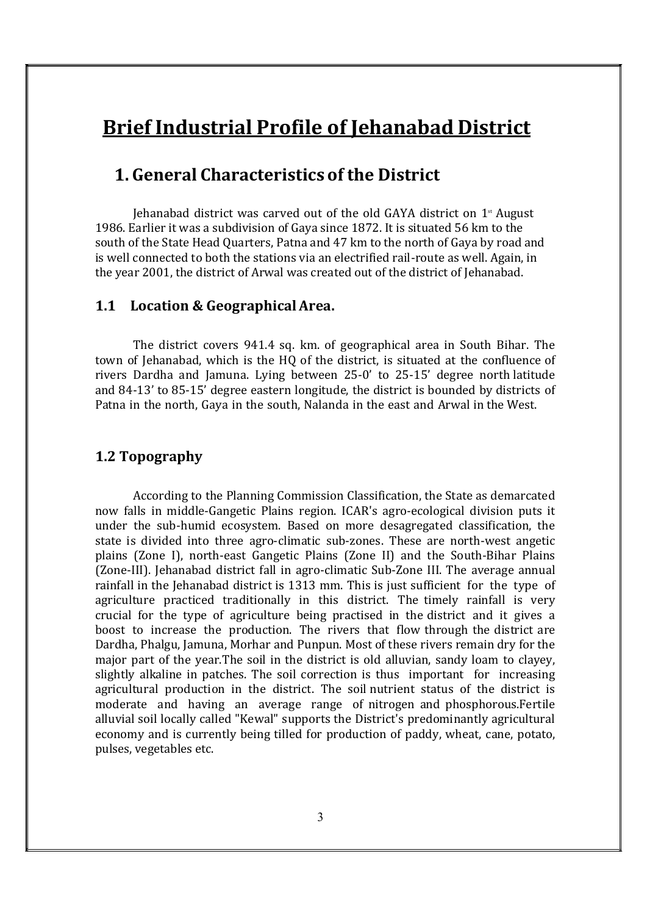# Brief Industrial Profile of Jehanabad District

## 1. General Characteristics of the District

Jehanabad district was carved out of the old GAYA district on 1st August 1986. Earlier it was a subdivision of Gaya since 1872. It is situated 56 km to the south of the State Head Quarters, Patna and 47 km to the north of Gaya by road and is well connected to both the stations via an electrified rail-route as well. Again, in the year 2001, the district of Arwal was created out of the district of Jehanabad.

### 1.1 Location & Geographical Area.

The district covers 941.4 sq. km. of geographical area in South Bihar. The town of Jehanabad, which is the HQ of the district, is situated at the confluence of rivers Dardha and Jamuna. Lying between 25-0' to 25-15' degree north latitude and 84-13' to 85-15' degree eastern longitude, the district is bounded by districts of Patna in the north, Gaya in the south, Nalanda in the east and Arwal in the West.

### 1.2 Topography

According to the Planning Commission Classification, the State as demarcated now falls in middle-Gangetic Plains region. ICAR's agro-ecological division puts it under the sub-humid ecosystem. Based on more desagregated classification, the state is divided into three agro-climatic sub-zones. These are north-west angetic plains (Zone I), north-east Gangetic Plains (Zone II) and the South-Bihar Plains (Zone-III). Jehanabad district fall in agro-climatic Sub-Zone III. The average annual rainfall in the Jehanabad district is 1313 mm. This is just sufficient for the type of agriculture practiced traditionally in this district. The timely rainfall is very crucial for the type of agriculture being practised in the district and it gives a boost to increase the production. The rivers that flow through the district are Dardha, Phalgu, Jamuna, Morhar and Punpun. Most of these rivers remain dry for the major part of the year.The soil in the district is old alluvian, sandy loam to clayey, slightly alkaline in patches. The soil correction is thus important for increasing agricultural production in the district. The soil nutrient status of the district is moderate and having an average range of nitrogen and phosphorous.Fertile alluvial soil locally called "Kewal" supports the District's predominantly agricultural economy and is currently being tilled for production of paddy, wheat, cane, potato, pulses, vegetables etc.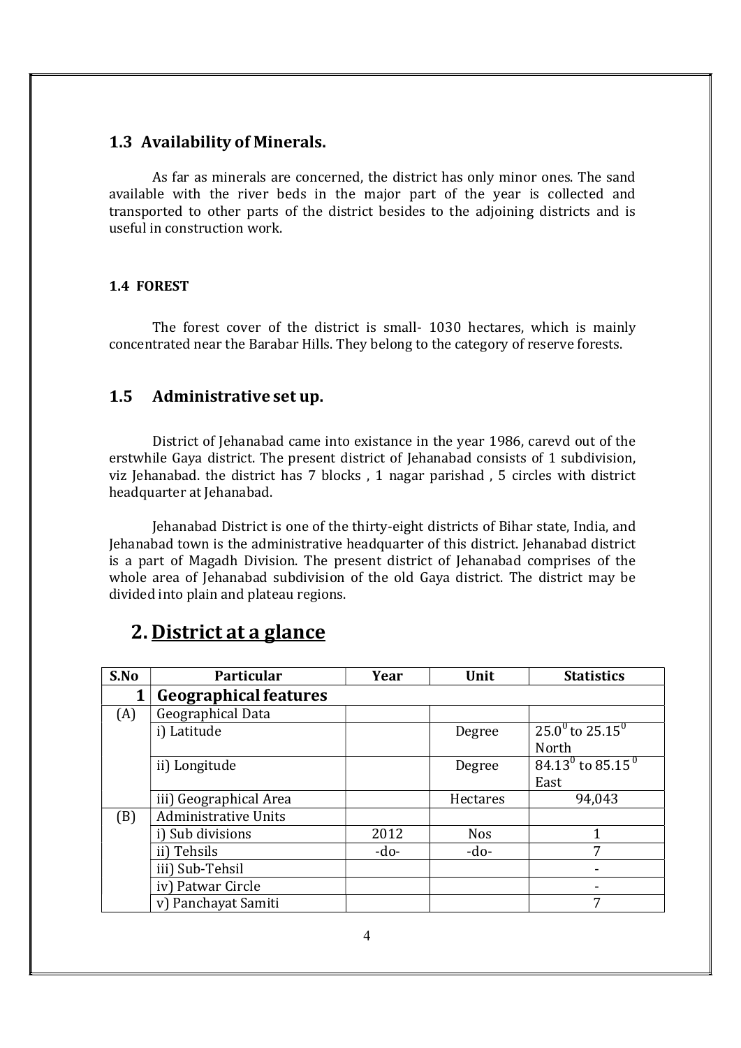### 1.3 Availability of Minerals.

As far as minerals are concerned, the district has only minor ones. The sand available with the river beds in the major part of the year is collected and transported to other parts of the district besides to the adjoining districts and is useful in construction work.

#### 1.4 FOREST

The forest cover of the district is small- 1030 hectares, which is mainly concentrated near the Barabar Hills. They belong to the category of reserve forests.

### 1.5 Administrative set up.

District of Jehanabad came into existance in the year 1986, carevd out of the erstwhile Gaya district. The present district of Jehanabad consists of 1 subdivision, viz Jehanabad. the district has 7 blocks , 1 nagar parishad , 5 circles with district headquarter at Jehanabad.

Jehanabad District is one of the thirty-eight districts of Bihar state, India, and Jehanabad town is the administrative headquarter of this district. Jehanabad district is a part of Magadh Division. The present district of Jehanabad comprises of the whole area of Jehanabad subdivision of the old Gaya district. The district may be divided into plain and plateau regions.

## 2. District at a glance

| S.No | Particular | Year | Unit | Statistics |
|---|---|---|---|---|
| 1 | **Geographical features** | | | |
| (A) | Geographical Data | | | |
| | i) Latitude | | Degree | $25.0^0$ to $25.15^0$ North |
| | ii) Longitude | | Degree | $84.13^0$ to $85.15^0$ East |
| | iii) Geographical Area | | Hectares | 94,043 |
| (B) | Administrative Units | | | |
| | i) Sub divisions | 2012 | Nos | 1 |
| | ii) Tehsils | -do- | -do- | 7 |
| | iii) Sub-Tehsil | | | - |
| | iv) Patwar Circle | | | - |
| | v) Panchayat Samiti | | | 7 |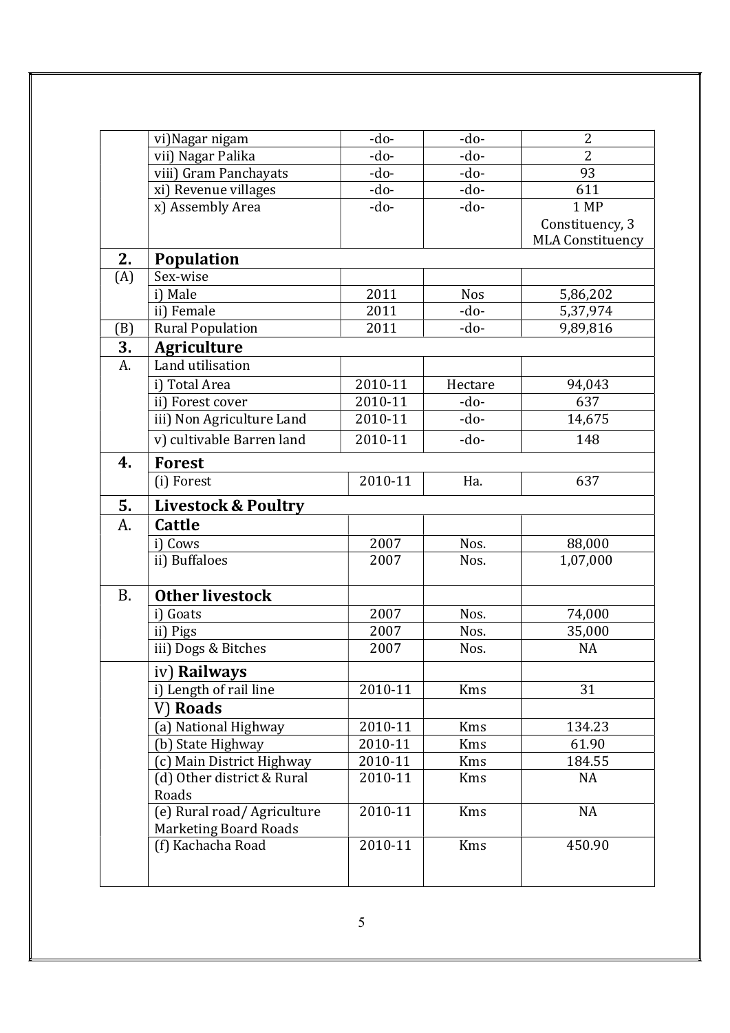|  |  |  |  |  |
|---|---|---|---|---|
|  | vi)Nagar nigam | -do- | -do- | 2 |
|  | vii) Nagar Palika | -do- | -do- | 2 |
|  | viii) Gram Panchayats | -do- | -do- | 93 |
|  | xi) Revenue villages | -do- | -do- | 611 |
|  | x) Assembly Area | -do- | -do- | 1 MP Constituency, 3 MLA Constituency |
| **2.** | **Population** |  |  |  |
| (A) | Sex-wise |  |  |  |
|  | i) Male | 2011 | Nos | 5,86,202 |
|  | ii) Female | 2011 | -do- | 5,37,974 |
| (B) | Rural Population | 2011 | -do- | 9,89,816 |
| **3.** | **Agriculture** |  |  |  |
| A. | Land utilisation |  |  |  |
|  | i) Total Area | 2010-11 | Hectare | 94,043 |
|  | ii) Forest cover | 2010-11 | -do- | 637 |
|  | iii) Non Agriculture Land | 2010-11 | -do- | 14,675 |
|  | v) cultivable Barren land | 2010-11 | -do- | 148 |
| **4.** | **Forest** |  |  |  |
|  | (i) Forest | 2010-11 | Ha. | 637 |
| **5.** | **Livestock & Poultry** |  |  |  |
| A. | **Cattle** |  |  |  |
|  | i) Cows | 2007 | Nos. | 88,000 |
|  | ii) Buffaloes | 2007 | Nos. | 1,07,000 |
| B. | **Other livestock** |  |  |  |
|  | i) Goats | 2007 | Nos. | 74,000 |
|  | ii) Pigs | 2007 | Nos. | 35,000 |
|  | iii) Dogs & Bitches | 2007 | Nos. | NA |
|  | iv) **Railways** |  |  |  |
|  | i) Length of rail line | 2010-11 | Kms | 31 |
|  | V) **Roads** |  |  |  |
|  | (a) National Highway | 2010-11 | Kms | 134.23 |
|  | (b) State Highway | 2010-11 | Kms | 61.90 |
|  | (c) Main District Highway | 2010-11 | Kms | 184.55 |
|  | (d) Other district & Rural Roads | 2010-11 | Kms | NA |
|  | (e) Rural road/ Agriculture Marketing Board Roads | 2010-11 | Kms | NA |
|  | (f) Kachacha Road | 2010-11 | Kms | 450.90 |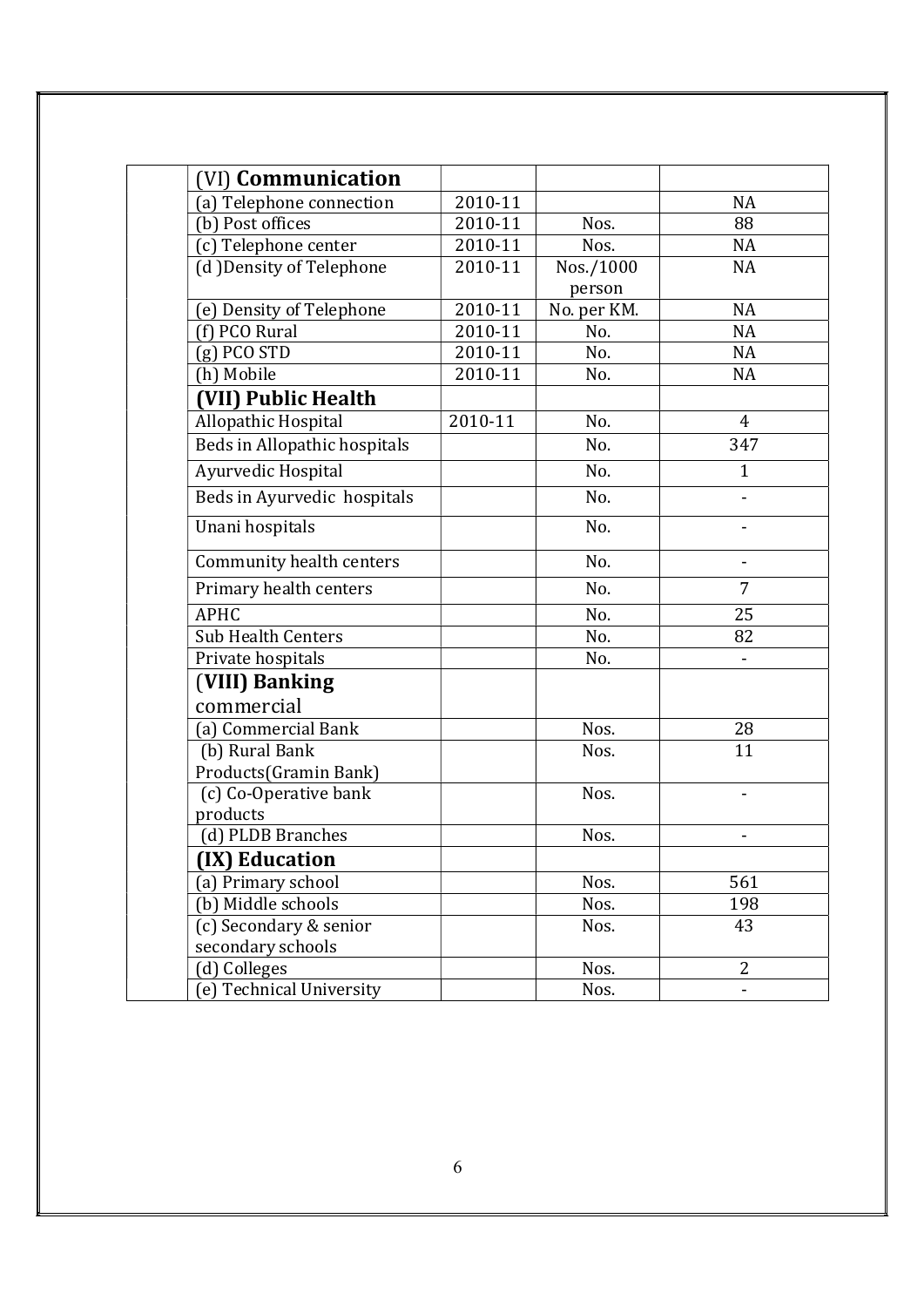| | | | | |
|---|---|---|---|---|
| | (VI) **Communication** | | | |
| | (a) Telephone connection | 2010-11 | | NA |
| | (b) Post offices | 2010-11 | Nos. | 88 |
| | (c) Telephone center | 2010-11 | Nos. | NA |
| | (d )Density of Telephone | 2010-11 | Nos./1000 person | NA |
| | (e) Density of Telephone | 2010-11 | No. per KM. | NA |
| | (f) PCO Rural | 2010-11 | No. | NA |
| | (g) PCO STD | 2010-11 | No. | NA |
| | (h) Mobile | 2010-11 | No. | NA |
| | **(VII) Public Health** | | | |
| | Allopathic Hospital | 2010-11 | No. | 4 |
| | Beds in Allopathic hospitals | | No. | 347 |
| | Ayurvedic Hospital | | No. | 1 |
| | Beds in Ayurvedic hospitals | | No. | - |
| | Unani hospitals | | No. | - |
| | Community health centers | | No. | - |
| | Primary health centers | | No. | 7 |
| | APHC | | No. | 25 |
| | Sub Health Centers | | No. | 82 |
| | Private hospitals | | No. | - |
| | (**VIII) Banking** commercial | | | |
| | (a) Commercial Bank | | Nos. | 28 |
| | (b) Rural Bank Products(Gramin Bank) | | Nos. | 11 |
| | (c) Co-Operative bank products | | Nos. | - |
| | (d) PLDB Branches | | Nos. | - |
| | **(IX) Education** | | | |
| | (a) Primary school | | Nos. | 561 |
| | (b) Middle schools | | Nos. | 198 |
| | (c) Secondary & senior secondary schools | | Nos. | 43 |
| | (d) Colleges | | Nos. | 2 |
| | (e) Technical University | | Nos. | - |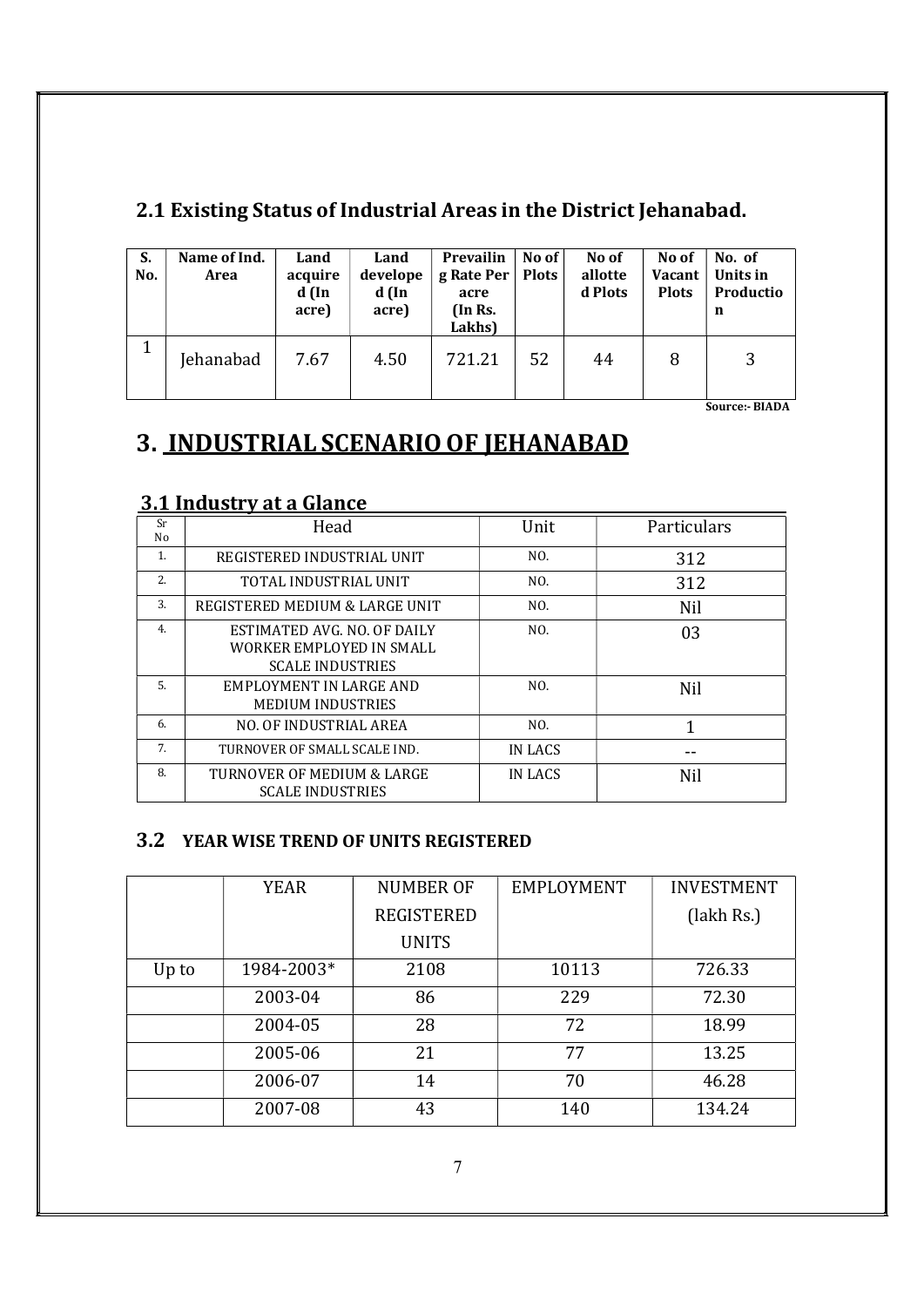## 2.1 Existing Status of Industrial Areas in the District Jehanabad.

| S. No. | Name of Ind. Area | Land acquired (In acre) | Land developed (In acre) | Prevailing Rate Per acre (In Rs. Lakhs) | No of Plots | No of allotted Plots | No of Vacant Plots | No. of Units in Production |
|---|---|---|---|---|---|---|---|---|
| 1 | Jehanabad | 7.67 | 4.50 | 721.21 | 52 | 44 | 8 | 3 |

**Source:- BIADA**

# 3. INDUSTRIAL SCENARIO OF JEHANABAD

## 3.1 Industry at a Glance

| Sr No | Head | Unit | Particulars |
|---|---|---|---|
| 1. | REGISTERED INDUSTRIAL UNIT | NO. | 312 |
| 2. | TOTAL INDUSTRIAL UNIT | NO. | 312 |
| 3. | REGISTERED MEDIUM & LARGE UNIT | NO. | Nil |
| 4. | ESTIMATED AVG. NO. OF DAILY WORKER EMPLOYED IN SMALL SCALE INDUSTRIES | NO. | 03 |
| 5. | EMPLOYMENT IN LARGE AND MEDIUM INDUSTRIES | NO. | Nil |
| 6. | NO. OF INDUSTRIAL AREA | NO. | 1 |
| 7. | TURNOVER OF SMALL SCALE IND. | IN LACS | -- |
| 8. | TURNOVER OF MEDIUM & LARGE SCALE INDUSTRIES | IN LACS | Nil |

## 3.2 YEAR WISE TREND OF UNITS REGISTERED

| | YEAR | NUMBER OF REGISTERED UNITS | EMPLOYMENT | INVESTMENT (lakh Rs.) |
|---|---|---|---|---|
| Up to | 1984-2003* | 2108 | 10113 | 726.33 |
| | 2003-04 | 86 | 229 | 72.30 |
| | 2004-05 | 28 | 72 | 18.99 |
| | 2005-06 | 21 | 77 | 13.25 |
| | 2006-07 | 14 | 70 | 46.28 |
| | 2007-08 | 43 | 140 | 134.24 |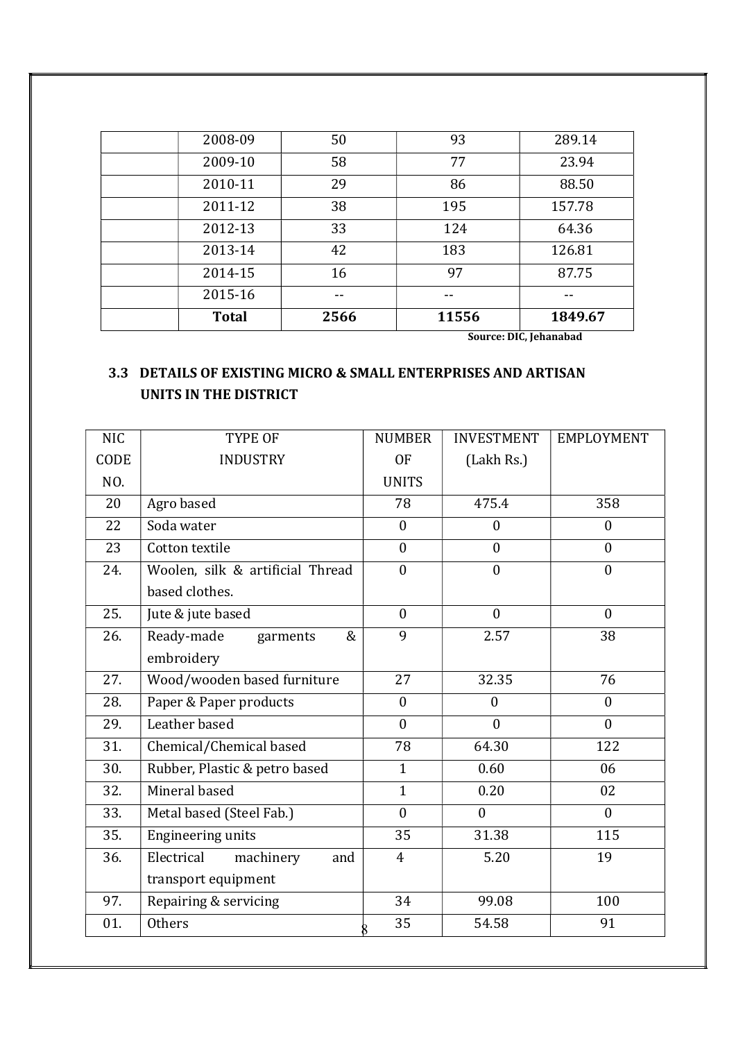|  | 2008-09 | 50 | 93 | 289.14 |
|---|---|---|---|---|
|  | 2009-10 | 58 | 77 | 23.94 |
|  | 2010-11 | 29 | 86 | 88.50 |
|  | 2011-12 | 38 | 195 | 157.78 |
|  | 2012-13 | 33 | 124 | 64.36 |
|  | 2013-14 | 42 | 183 | 126.81 |
|  | 2014-15 | 16 | 97 | 87.75 |
|  | 2015-16 | -- | -- | -- |
|  | **Total** | **2566** | **11556** | **1849.67** |

**Source: DIC, Jehanabad**

### 3.3 DETAILS OF EXISTING MICRO & SMALL ENTERPRISES AND ARTISAN UNITS IN THE DISTRICT

| NIC CODE NO. | TYPE OF INDUSTRY | NUMBER OF UNITS | INVESTMENT (Lakh Rs.) | EMPLOYMENT |
|---|---|---|---|---|
| 20 | Agro based | 78 | 475.4 | 358 |
| 22 | Soda water | 0 | 0 | 0 |
| 23 | Cotton textile | 0 | 0 | 0 |
| 24. | Woolen, silk & artificial Thread based clothes. | 0 | 0 | 0 |
| 25. | Jute & jute based | 0 | 0 | 0 |
| 26. | Ready-made garments & embroidery | 9 | 2.57 | 38 |
| 27. | Wood/wooden based furniture | 27 | 32.35 | 76 |
| 28. | Paper & Paper products | 0 | 0 | 0 |
| 29. | Leather based | 0 | 0 | 0 |
| 31. | Chemical/Chemical based | 78 | 64.30 | 122 |
| 30. | Rubber, Plastic & petro based | 1 | 0.60 | 06 |
| 32. | Mineral based | 1 | 0.20 | 02 |
| 33. | Metal based (Steel Fab.) | 0 | 0 | 0 |
| 35. | Engineering units | 35 | 31.38 | 115 |
| 36. | Electrical machinery and transport equipment | 4 | 5.20 | 19 |
| 97. | Repairing & servicing | 34 | 99.08 | 100 |
| 01. | Others | 35 | 54.58 | 91 |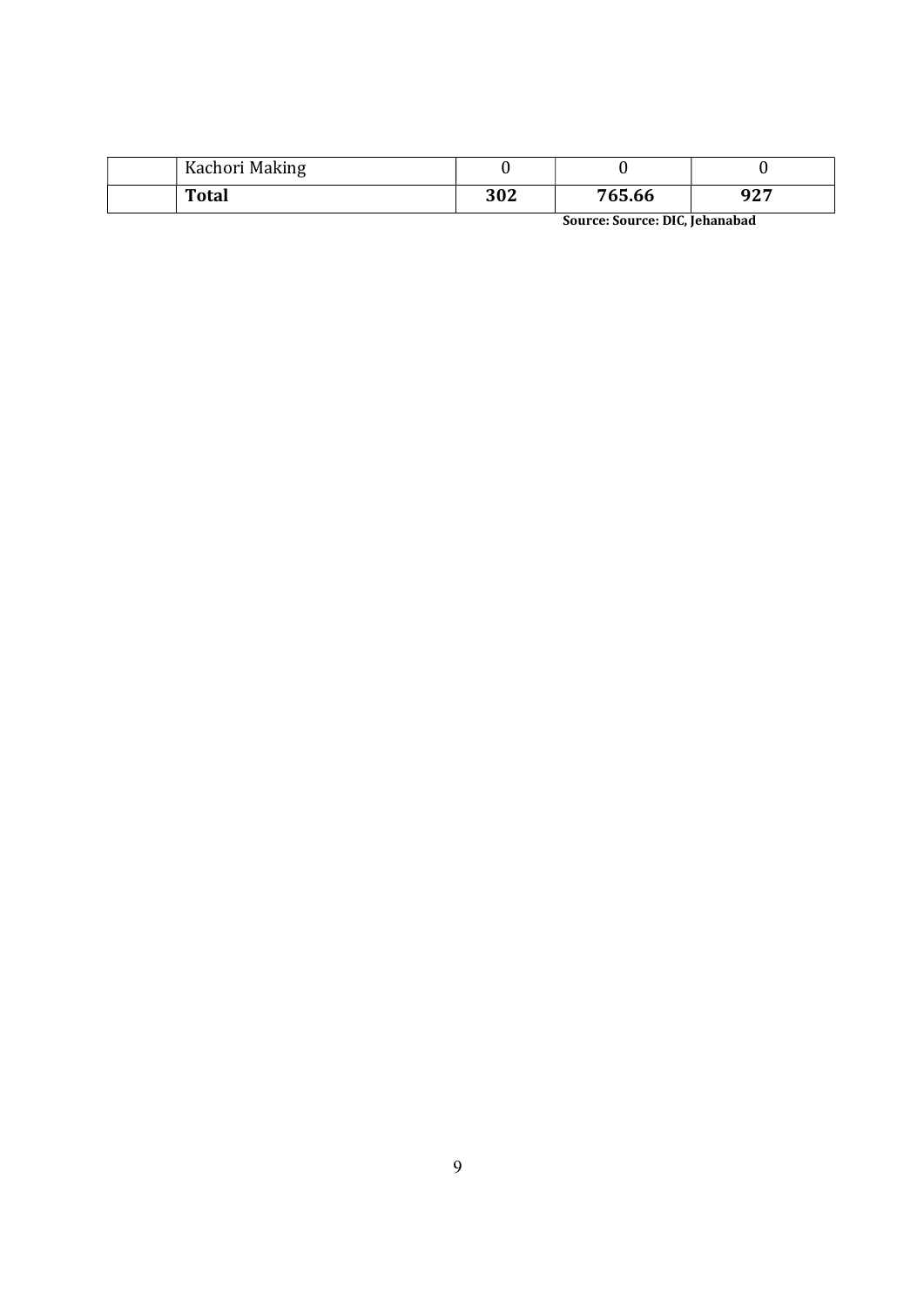| | | | | |
|---|---|---|---|---|
| | Kachori Making | 0 | 0 | 0 |
| | **Total** | **302** | **765.66** | **927** |

**Source: Source: DIC, Jehanabad**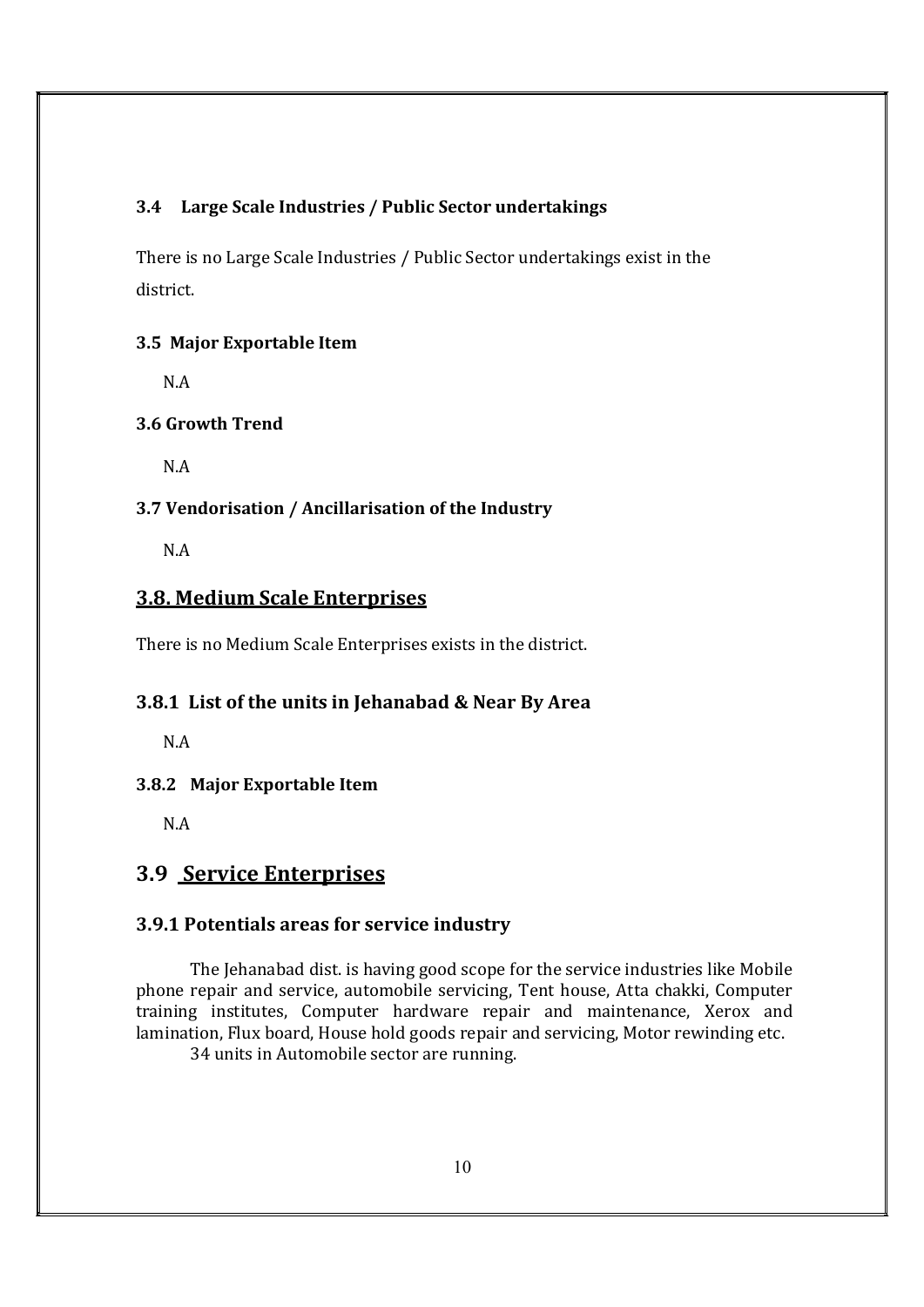### 3.4 Large Scale Industries / Public Sector undertakings

There is no Large Scale Industries / Public Sector undertakings exist in the district.

### 3.5 Major Exportable Item

N.A

### 3.6 Growth Trend

N.A

### 3.7 Vendorisation / Ancillarisation of the Industry

N.A

## 3.8. Medium Scale Enterprises

There is no Medium Scale Enterprises exists in the district.

### 3.8.1 List of the units in Jehanabad & Near By Area

N.A

### 3.8.2 Major Exportable Item

N.A

## 3.9 Service Enterprises

### 3.9.1 Potentials areas for service industry

The Jehanabad dist. is having good scope for the service industries like Mobile phone repair and service, automobile servicing, Tent house, Atta chakki, Computer training institutes, Computer hardware repair and maintenance, Xerox and lamination, Flux board, House hold goods repair and servicing, Motor rewinding etc.

34 units in Automobile sector are running.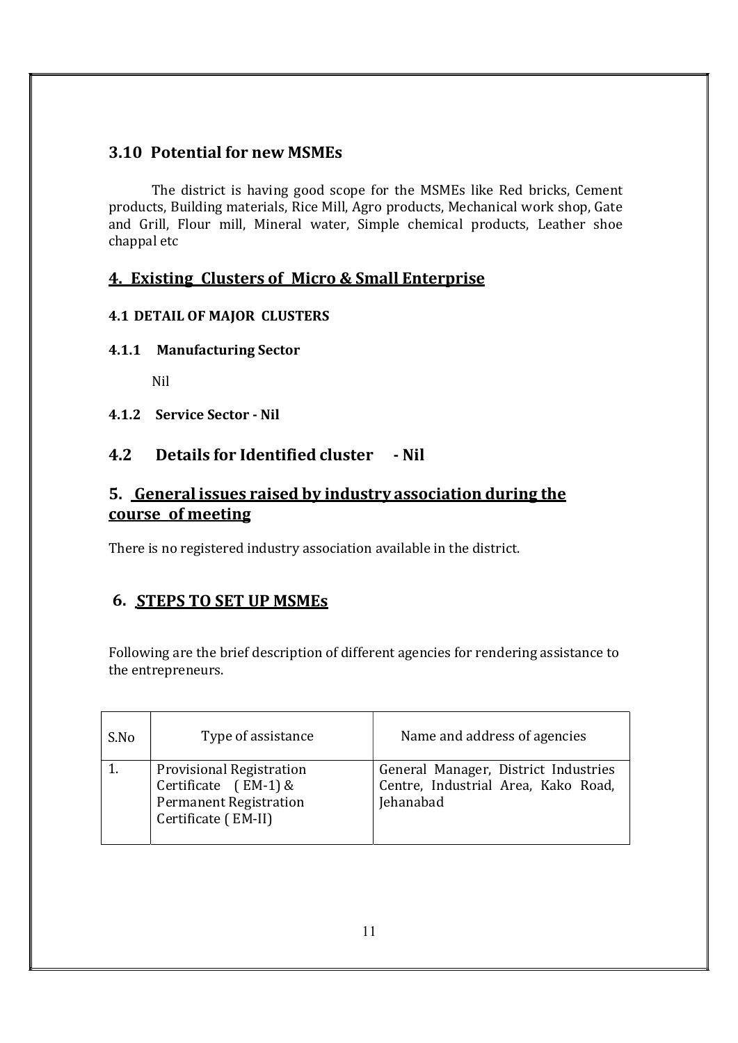## 3.10 Potential for new MSMEs

The district is having good scope for the MSMEs like Red bricks, Cement products, Building materials, Rice Mill, Agro products, Mechanical work shop, Gate and Grill, Flour mill, Mineral water, Simple chemical products, Leather shoe chappal etc

## 4. Existing Clusters of Micro & Small Enterprise

### 4.1 DETAIL OF MAJOR CLUSTERS

#### 4.1.1 Manufacturing Sector

Nil

#### 4.1.2 Service Sector - Nil

### 4.2 Details for Identified cluster - Nil

## 5. General issues raised by industry association during the course of meeting

There is no registered industry association available in the district.

## 6. STEPS TO SET UP MSMEs

Following are the brief description of different agencies for rendering assistance to the entrepreneurs.

| S.No | Type of assistance | Name and address of agencies |
|---|---|---|
| 1. | Provisional Registration Certificate ( EM-1) & Permanent Registration Certificate ( EM-II) | General Manager, District Industries Centre, Industrial Area, Kako Road, Jehanabad |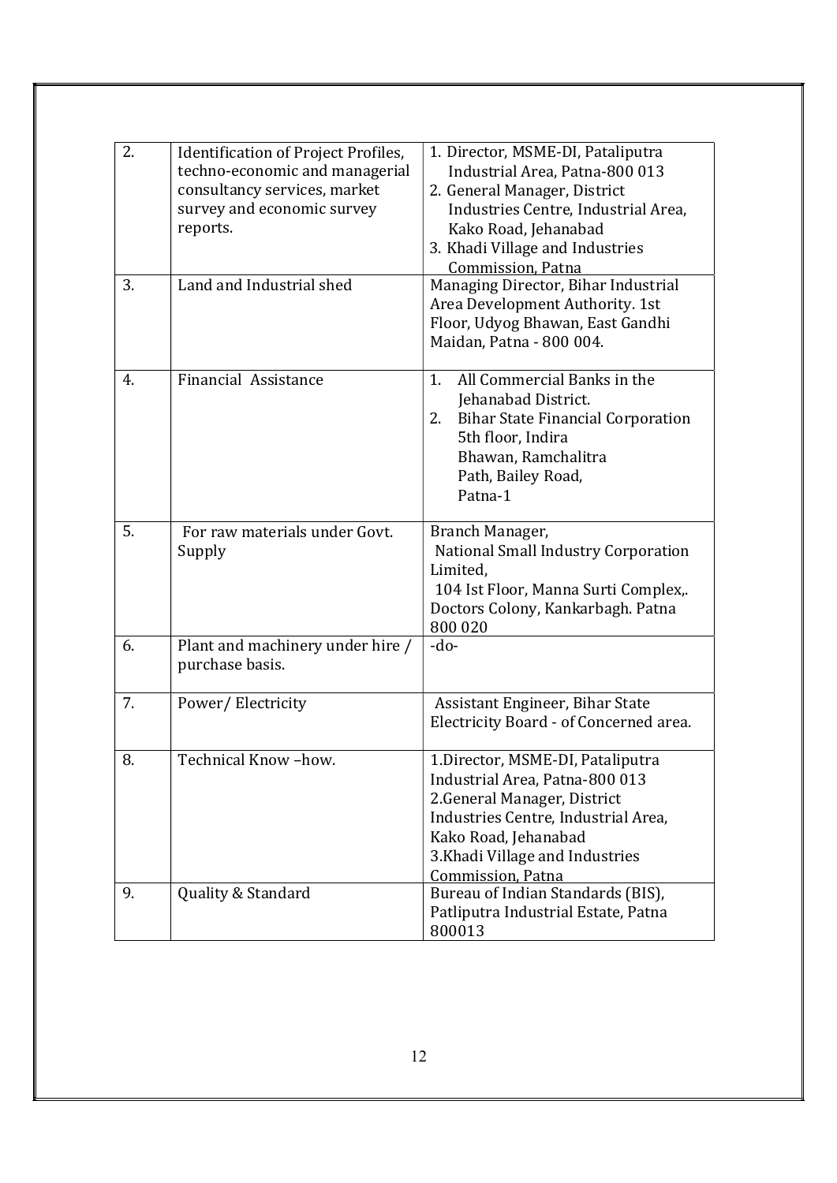| 2. | Identification of Project Profiles, techno-economic and managerial consultancy services, market survey and economic survey reports. | 1. Director, MSME-DI, Pataliputra Industrial Area, Patna-800 013<br>2. General Manager, District Industries Centre, Industrial Area, Kako Road, Jehanabad<br>3. Khadi Village and Industries Commission, Patna |
|---|---|---|
| 3. | Land and Industrial shed | Managing Director, Bihar Industrial Area Development Authority. 1st Floor, Udyog Bhawan, East Gandhi Maidan, Patna - 800 004. |
| 4. | Financial Assistance | 1. All Commercial Banks in the Jehanabad District.<br>2. Bihar State Financial Corporation 5th floor, Indira Bhawan, Ramchalitra Path, Bailey Road, Patna-1 |
| 5. | For raw materials under Govt. Supply | Branch Manager, National Small Industry Corporation Limited, 104 Ist Floor, Manna Surti Complex,. Doctors Colony, Kankarbagh. Patna 800 020 |
| 6. | Plant and machinery under hire / purchase basis. | -do- |
| 7. | Power/ Electricity | Assistant Engineer, Bihar State Electricity Board - of Concerned area. |
| 8. | Technical Know –how. | 1.Director, MSME-DI, Pataliputra Industrial Area, Patna-800 013<br>2.General Manager, District Industries Centre, Industrial Area, Kako Road, Jehanabad<br>3.Khadi Village and Industries Commission, Patna |
| 9. | Quality & Standard | Bureau of Indian Standards (BIS), Patliputra Industrial Estate, Patna 800013 |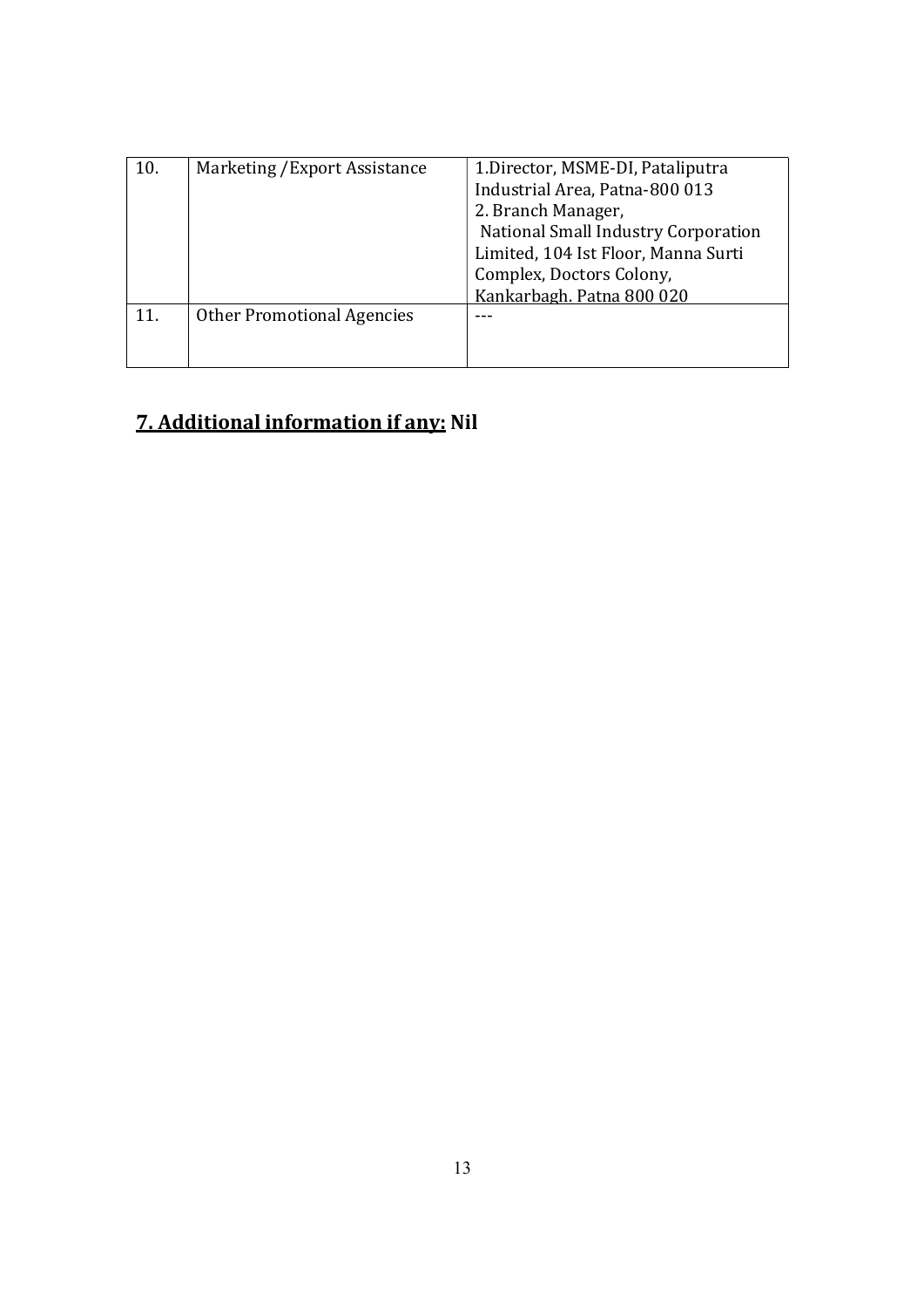| | | |
|---|---|---|
| 10. | Marketing /Export Assistance | 1.Director, MSME-DI, Pataliputra Industrial Area, Patna-800 013<br>2. Branch Manager, National Small Industry Corporation Limited, 104 Ist Floor, Manna Surti Complex, Doctors Colony, Kankarbagh. Patna 800 020 |
| 11. | Other Promotional Agencies | --- |

## **7. Additional information if any:** Nil